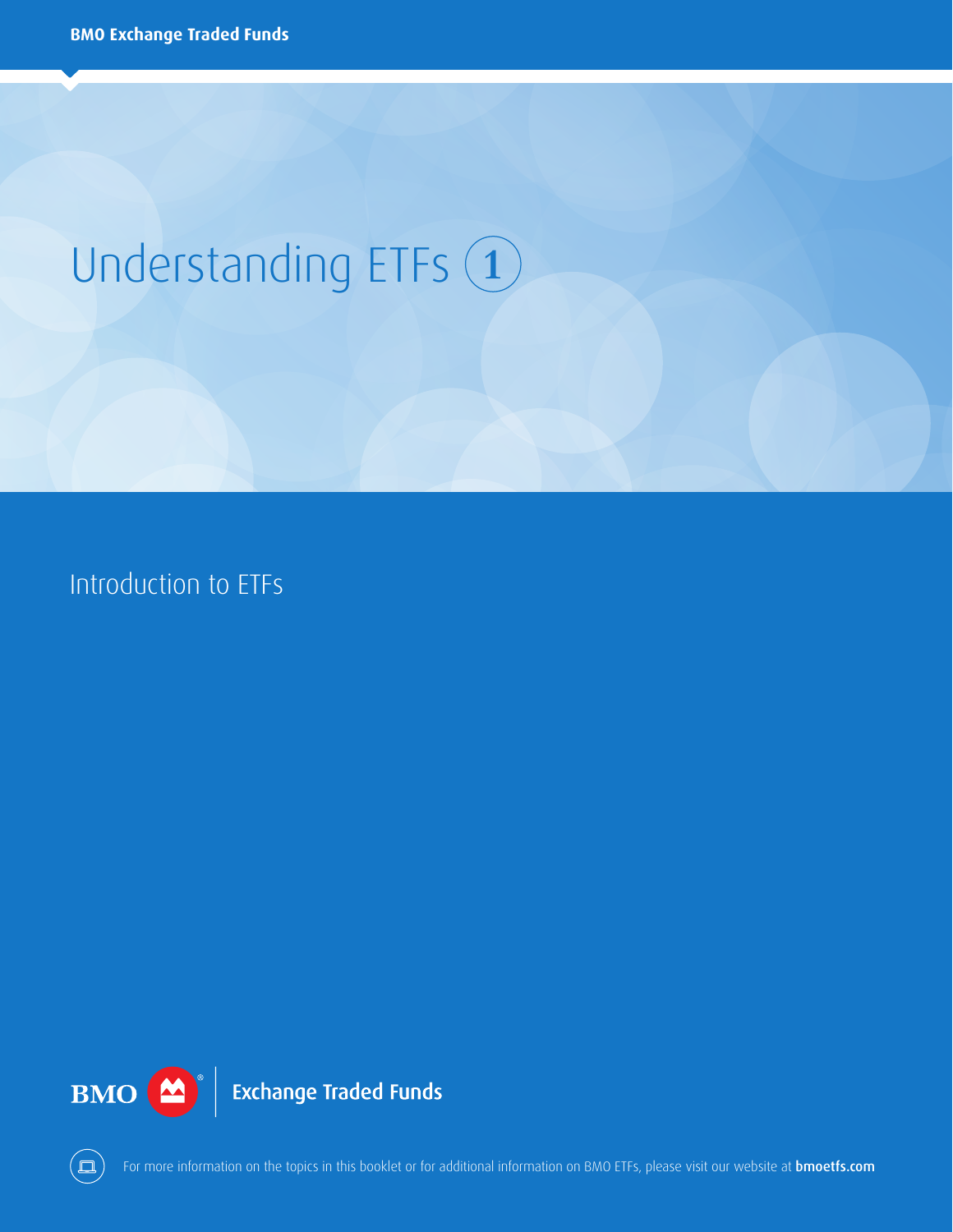BMO Exchange Traded Funds

# Understanding ETFs 1

## Introduction to ETFs

BMO Exchange Traded Funds

For more information on the topics in this booklet or for additional information on BMO ETFs, please visit our website at **bmoetfs.com**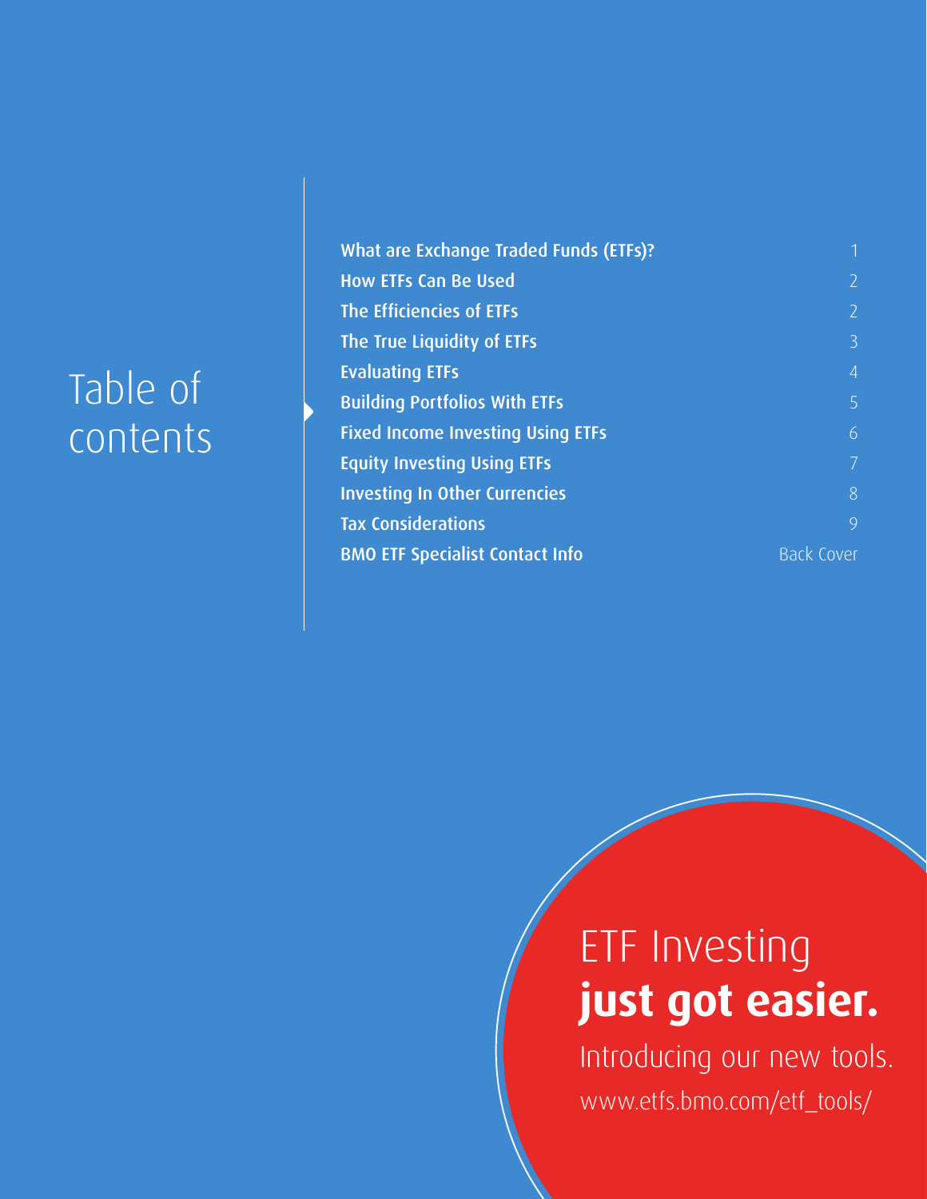# Table of contents

| | |
|---|---|
| What are Exchange Traded Funds (ETFs)? | 1 |
| How ETFs Can Be Used | 2 |
| The Efficiencies of ETFs | 2 |
| The True Liquidity of ETFs | 3 |
| Evaluating ETFs | 4 |
| Building Portfolios With ETFs | 5 |
| Fixed Income Investing Using ETFs | 6 |
| Equity Investing Using ETFs | 7 |
| Investing In Other Currencies | 8 |
| Tax Considerations | 9 |
| BMO ETF Specialist Contact Info | Back Cover |

ETF Investing **just got easier.**

Introducing our new tools.

www.etfs.bmo.com/etf_tools/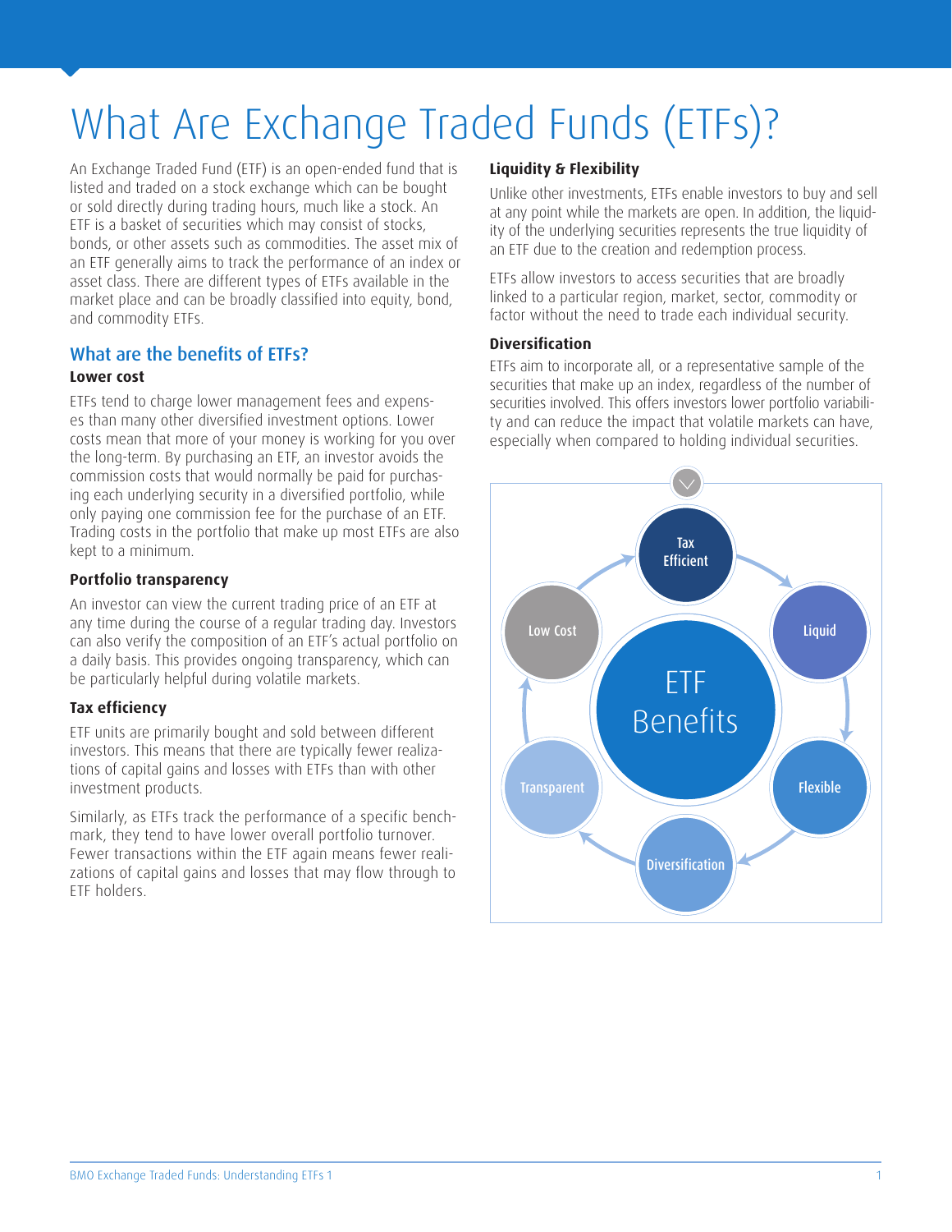# What Are Exchange Traded Funds (ETFs)?

An Exchange Traded Fund (ETF) is an open-ended fund that is listed and traded on a stock exchange which can be bought or sold directly during trading hours, much like a stock. An ETF is a basket of securities which may consist of stocks, bonds, or other assets such as commodities. The asset mix of an ETF generally aims to track the performance of an index or asset class. There are different types of ETFs available in the market place and can be broadly classified into equity, bond, and commodity ETFs.

## What are the benefits of ETFs?

**Lower cost**

ETFs tend to charge lower management fees and expenses than many other diversified investment options. Lower costs mean that more of your money is working for you over the long-term. By purchasing an ETF, an investor avoids the commission costs that would normally be paid for purchasing each underlying security in a diversified portfolio, while only paying one commission fee for the purchase of an ETF. Trading costs in the portfolio that make up most ETFs are also kept to a minimum.

**Portfolio transparency**

An investor can view the current trading price of an ETF at any time during the course of a regular trading day. Investors can also verify the composition of an ETF's actual portfolio on a daily basis. This provides ongoing transparency, which can be particularly helpful during volatile markets.

**Tax efficiency**

ETF units are primarily bought and sold between different investors. This means that there are typically fewer realizations of capital gains and losses with ETFs than with other investment products.

Similarly, as ETFs track the performance of a specific benchmark, they tend to have lower overall portfolio turnover. Fewer transactions within the ETF again means fewer realizations of capital gains and losses that may flow through to ETF holders.

**Liquidity & Flexibility**

Unlike other investments, ETFs enable investors to buy and sell at any point while the markets are open. In addition, the liquidity of the underlying securities represents the true liquidity of an ETF due to the creation and redemption process.

ETFs allow investors to access securities that are broadly linked to a particular region, market, sector, commodity or factor without the need to trade each individual security.

**Diversification**

ETFs aim to incorporate all, or a representative sample of the securities that make up an index, regardless of the number of securities involved. This offers investors lower portfolio variability and can reduce the impact that volatile markets can have, especially when compared to holding individual securities.

ETF Benefits: Tax Efficient, Liquid, Flexible, Diversification, Transparent, Low Cost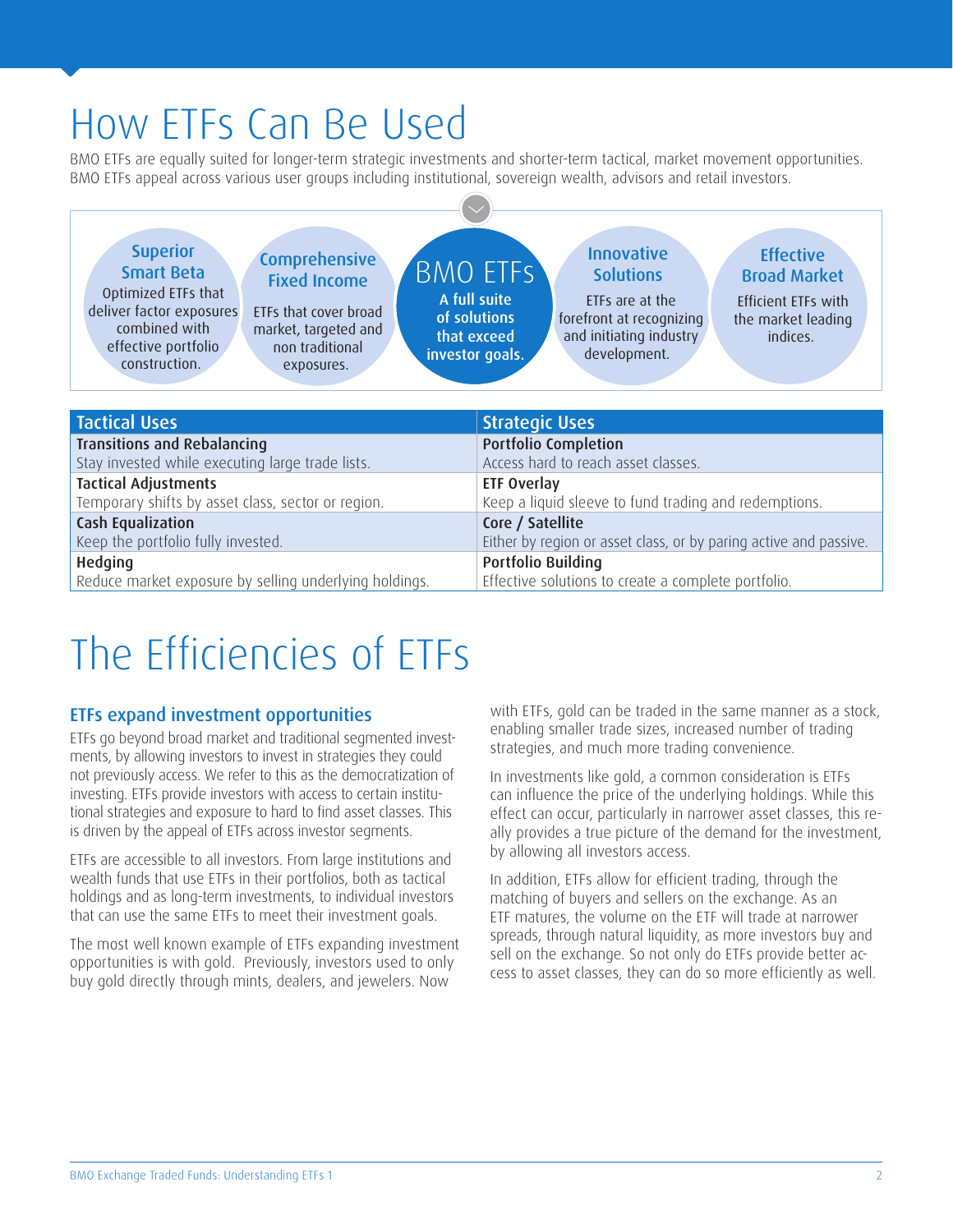# How ETFs Can Be Used

BMO ETFs are equally suited for longer-term strategic investments and shorter-term tactical, market movement opportunities. BMO ETFs appeal across various user groups including institutional, sovereign wealth, advisors and retail investors.

**Superior Smart Beta**
Optimized ETFs that deliver factor exposures combined with effective portfolio construction.

**Comprehensive Fixed Income**
ETFs that cover broad market, targeted and non traditional exposures.

**BMO ETFs**
A full suite of solutions that exceed investor goals.

**Innovative Solutions**
ETFs are at the forefront at recognizing and initiating industry development.

**Effective Broad Market**
Efficient ETFs with the market leading indices.

| Tactical Uses | Strategic Uses |
|---|---|
| **Transitions and Rebalancing**<br>Stay invested while executing large trade lists. | **Portfolio Completion**<br>Access hard to reach asset classes. |
| **Tactical Adjustments**<br>Temporary shifts by asset class, sector or region. | **ETF Overlay**<br>Keep a liquid sleeve to fund trading and redemptions. |
| **Cash Equalization**<br>Keep the portfolio fully invested. | **Core / Satellite**<br>Either by region or asset class, or by paring active and passive. |
| **Hedging**<br>Reduce market exposure by selling underlying holdings. | **Portfolio Building**<br>Effective solutions to create a complete portfolio. |

# The Efficiencies of ETFs

## ETFs expand investment opportunities

ETFs go beyond broad market and traditional segmented investments, by allowing investors to invest in strategies they could not previously access. We refer to this as the democratization of investing. ETFs provide investors with access to certain institutional strategies and exposure to hard to find asset classes. This is driven by the appeal of ETFs across investor segments.

ETFs are accessible to all investors. From large institutions and wealth funds that use ETFs in their portfolios, both as tactical holdings and as long-term investments, to individual investors that can use the same ETFs to meet their investment goals.

The most well known example of ETFs expanding investment opportunities is with gold. Previously, investors used to only buy gold directly through mints, dealers, and jewelers. Now with ETFs, gold can be traded in the same manner as a stock, enabling smaller trade sizes, increased number of trading strategies, and much more trading convenience.

In investments like gold, a common consideration is ETFs can influence the price of the underlying holdings. While this effect can occur, particularly in narrower asset classes, this really provides a true picture of the demand for the investment, by allowing all investors access.

In addition, ETFs allow for efficient trading, through the matching of buyers and sellers on the exchange. As an ETF matures, the volume on the ETF will trade at narrower spreads, through natural liquidity, as more investors buy and sell on the exchange. So not only do ETFs provide better access to asset classes, they can do so more efficiently as well.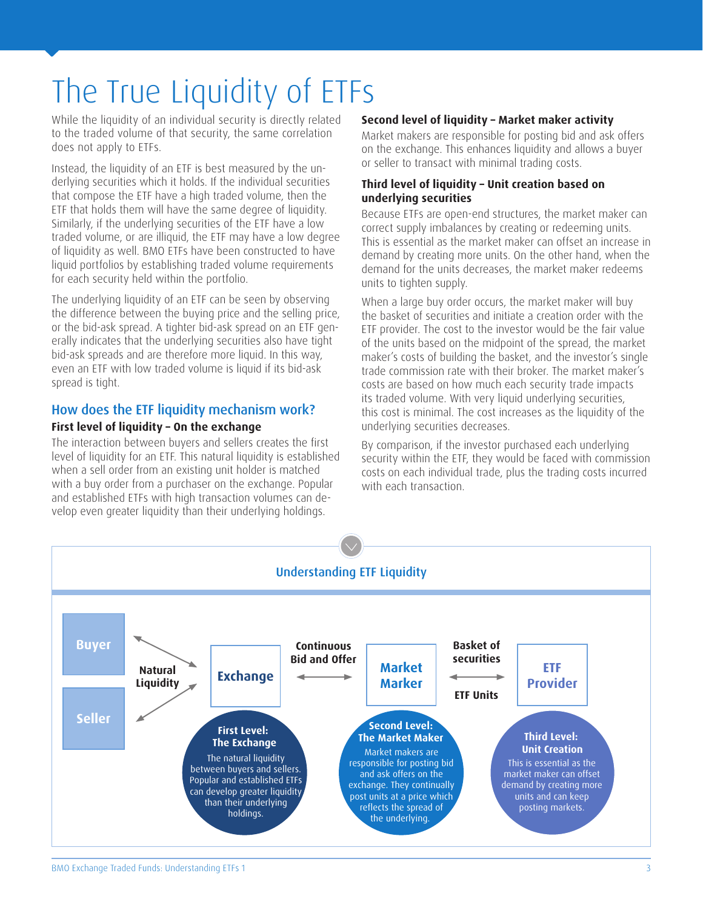# The True Liquidity of ETFs

While the liquidity of an individual security is directly related to the traded volume of that security, the same correlation does not apply to ETFs.

Instead, the liquidity of an ETF is best measured by the underlying securities which it holds. If the individual securities that compose the ETF have a high traded volume, then the ETF that holds them will have the same degree of liquidity. Similarly, if the underlying securities of the ETF have a low traded volume, or are illiquid, the ETF may have a low degree of liquidity as well. BMO ETFs have been constructed to have liquid portfolios by establishing traded volume requirements for each security held within the portfolio.

The underlying liquidity of an ETF can be seen by observing the difference between the buying price and the selling price, or the bid-ask spread. A tighter bid-ask spread on an ETF generally indicates that the underlying securities also have tight bid-ask spreads and are therefore more liquid. In this way, even an ETF with low traded volume is liquid if its bid-ask spread is tight.

## How does the ETF liquidity mechanism work?

**First level of liquidity – On the exchange**

The interaction between buyers and sellers creates the first level of liquidity for an ETF. This natural liquidity is established when a sell order from an existing unit holder is matched with a buy order from a purchaser on the exchange. Popular and established ETFs with high transaction volumes can develop even greater liquidity than their underlying holdings.

**Second level of liquidity – Market maker activity**

Market makers are responsible for posting bid and ask offers on the exchange. This enhances liquidity and allows a buyer or seller to transact with minimal trading costs.

**Third level of liquidity – Unit creation based on underlying securities**

Because ETFs are open-end structures, the market maker can correct supply imbalances by creating or redeeming units. This is essential as the market maker can offset an increase in demand by creating more units. On the other hand, when the demand for the units decreases, the market maker redeems units to tighten supply.

When a large buy order occurs, the market maker will buy the basket of securities and initiate a creation order with the ETF provider. The cost to the investor would be the fair value of the units based on the midpoint of the spread, the market maker's costs of building the basket, and the investor's single trade commission rate with their broker. The market maker's costs are based on how much each security trade impacts its traded volume. With very liquid underlying securities, this cost is minimal. The cost increases as the liquidity of the underlying securities decreases.

By comparison, if the investor purchased each underlying security within the ETF, they would be faced with commission costs on each individual trade, plus the trading costs incurred with each transaction.

### Understanding ETF Liquidity

Buyer / Seller ↔ **Natural Liquidity** ↔ Exchange ↔ **Continuous Bid and Offer** ↔ Market Maker ↔ **Basket of securities / ETF Units** ↔ ETF Provider

**First Level: The Exchange**
The natural liquidity between buyers and sellers. Popular and established ETFs can develop greater liquidity than their underlying holdings.

**Second Level: The Market Maker**
Market makers are responsible for posting bid and ask offers on the exchange. They continually post units at a price which reflects the spread of the underlying.

**Third Level: Unit Creation**
This is essential as the market maker can offset demand by creating more units and can keep posting markets.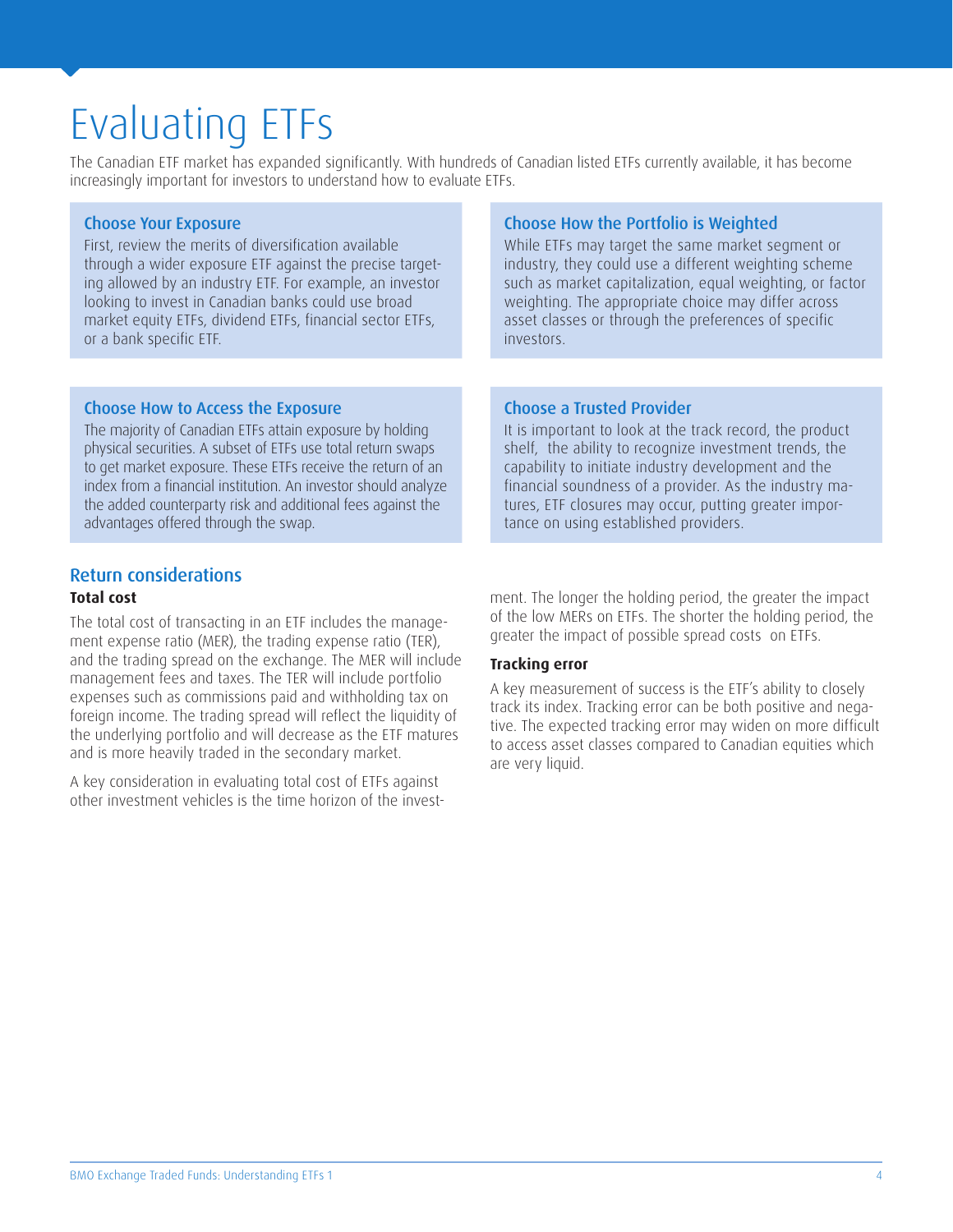# Evaluating ETFs

The Canadian ETF market has expanded significantly. With hundreds of Canadian listed ETFs currently available, it has become increasingly important for investors to understand how to evaluate ETFs.

### Choose Your Exposure

First, review the merits of diversification available through a wider exposure ETF against the precise targeting allowed by an industry ETF. For example, an investor looking to invest in Canadian banks could use broad market equity ETFs, dividend ETFs, financial sector ETFs, or a bank specific ETF.

### Choose How the Portfolio is Weighted

While ETFs may target the same market segment or industry, they could use a different weighting scheme such as market capitalization, equal weighting, or factor weighting. The appropriate choice may differ across asset classes or through the preferences of specific investors.

### Choose How to Access the Exposure

The majority of Canadian ETFs attain exposure by holding physical securities. A subset of ETFs use total return swaps to get market exposure. These ETFs receive the return of an index from a financial institution. An investor should analyze the added counterparty risk and additional fees against the advantages offered through the swap.

### Choose a Trusted Provider

It is important to look at the track record, the product shelf, the ability to recognize investment trends, the capability to initiate industry development and the financial soundness of a provider. As the industry matures, ETF closures may occur, putting greater importance on using established providers.

## Return considerations

**Total cost**

The total cost of transacting in an ETF includes the management expense ratio (MER), the trading expense ratio (TER), and the trading spread on the exchange. The MER will include management fees and taxes. The TER will include portfolio expenses such as commissions paid and withholding tax on foreign income. The trading spread will reflect the liquidity of the underlying portfolio and will decrease as the ETF matures and is more heavily traded in the secondary market.

A key consideration in evaluating total cost of ETFs against other investment vehicles is the time horizon of the investment. The longer the holding period, the greater the impact of the low MERs on ETFs. The shorter the holding period, the greater the impact of possible spread costs on ETFs.

**Tracking error**

A key measurement of success is the ETF's ability to closely track its index. Tracking error can be both positive and negative. The expected tracking error may widen on more difficult to access asset classes compared to Canadian equities which are very liquid.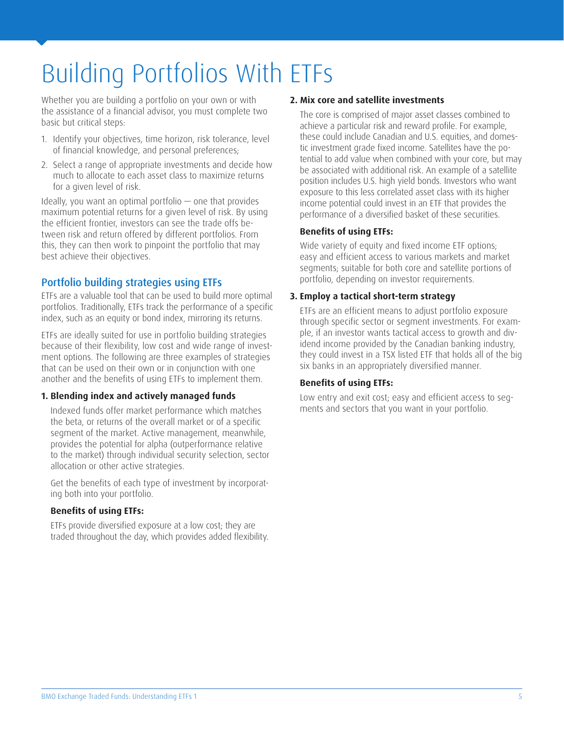# Building Portfolios With ETFs

Whether you are building a portfolio on your own or with the assistance of a financial advisor, you must complete two basic but critical steps:

1. Identify your objectives, time horizon, risk tolerance, level of financial knowledge, and personal preferences;
2. Select a range of appropriate investments and decide how much to allocate to each asset class to maximize returns for a given level of risk.

Ideally, you want an optimal portfolio — one that provides maximum potential returns for a given level of risk. By using the efficient frontier, investors can see the trade offs between risk and return offered by different portfolios. From this, they can then work to pinpoint the portfolio that may best achieve their objectives.

## Portfolio building strategies using ETFs

ETFs are a valuable tool that can be used to build more optimal portfolios. Traditionally, ETFs track the performance of a specific index, such as an equity or bond index, mirroring its returns.

ETFs are ideally suited for use in portfolio building strategies because of their flexibility, low cost and wide range of investment options. The following are three examples of strategies that can be used on their own or in conjunction with one another and the benefits of using ETFs to implement them.

### 1. Blending index and actively managed funds

Indexed funds offer market performance which matches the beta, or returns of the overall market or of a specific segment of the market. Active management, meanwhile, provides the potential for alpha (outperformance relative to the market) through individual security selection, sector allocation or other active strategies.

Get the benefits of each type of investment by incorporating both into your portfolio.

**Benefits of using ETFs:**

ETFs provide diversified exposure at a low cost; they are traded throughout the day, which provides added flexibility.

### 2. Mix core and satellite investments

The core is comprised of major asset classes combined to achieve a particular risk and reward profile. For example, these could include Canadian and U.S. equities, and domestic investment grade fixed income. Satellites have the potential to add value when combined with your core, but may be associated with additional risk. An example of a satellite position includes U.S. high yield bonds. Investors who want exposure to this less correlated asset class with its higher income potential could invest in an ETF that provides the performance of a diversified basket of these securities.

**Benefits of using ETFs:**

Wide variety of equity and fixed income ETF options; easy and efficient access to various markets and market segments; suitable for both core and satellite portions of portfolio, depending on investor requirements.

### 3. Employ a tactical short-term strategy

ETFs are an efficient means to adjust portfolio exposure through specific sector or segment investments. For example, if an investor wants tactical access to growth and dividend income provided by the Canadian banking industry, they could invest in a TSX listed ETF that holds all of the big six banks in an appropriately diversified manner.

**Benefits of using ETFs:**

Low entry and exit cost; easy and efficient access to segments and sectors that you want in your portfolio.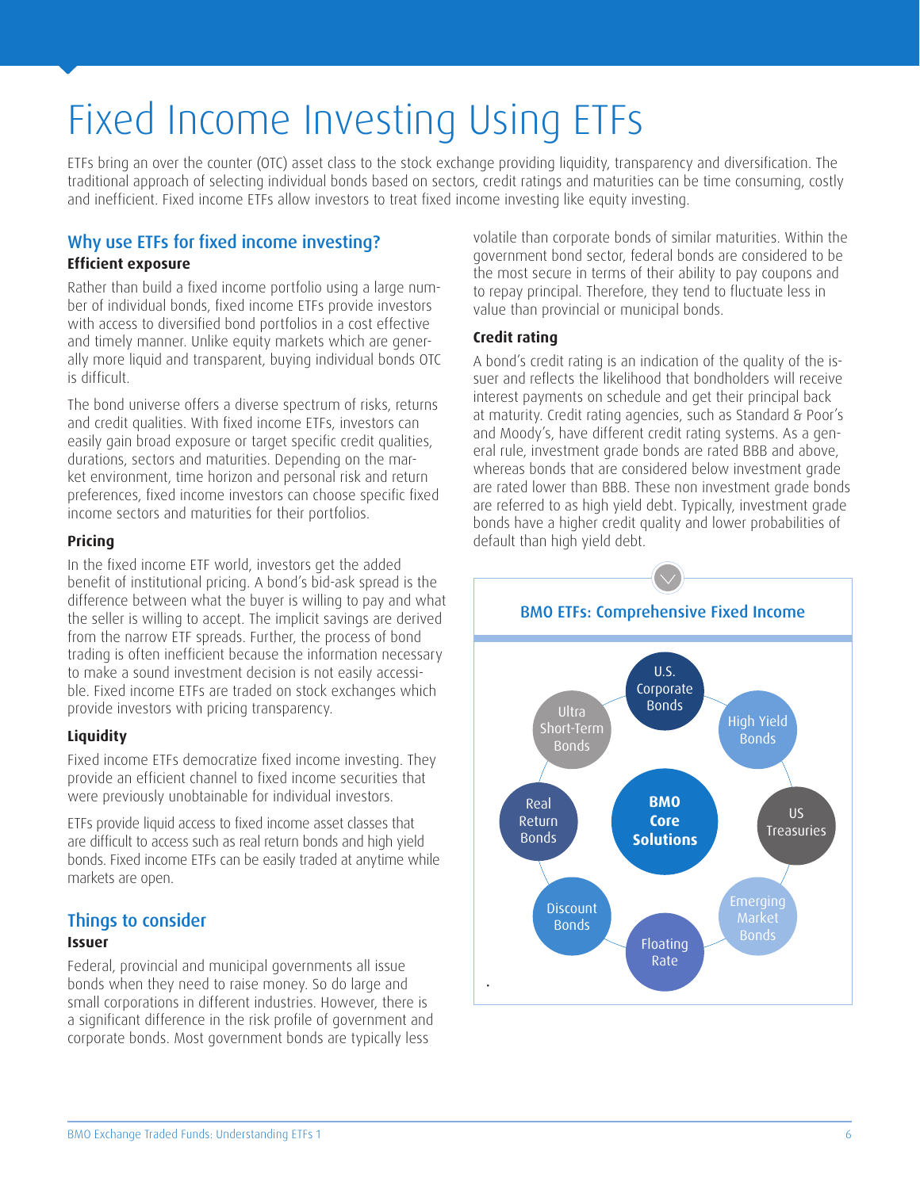# Fixed Income Investing Using ETFs

ETFs bring an over the counter (OTC) asset class to the stock exchange providing liquidity, transparency and diversification. The traditional approach of selecting individual bonds based on sectors, credit ratings and maturities can be time consuming, costly and inefficient. Fixed income ETFs allow investors to treat fixed income investing like equity investing.

## Why use ETFs for fixed income investing?

### Efficient exposure

Rather than build a fixed income portfolio using a large number of individual bonds, fixed income ETFs provide investors with access to diversified bond portfolios in a cost effective and timely manner. Unlike equity markets which are generally more liquid and transparent, buying individual bonds OTC is difficult.

The bond universe offers a diverse spectrum of risks, returns and credit qualities. With fixed income ETFs, investors can easily gain broad exposure or target specific credit qualities, durations, sectors and maturities. Depending on the market environment, time horizon and personal risk and return preferences, fixed income investors can choose specific fixed income sectors and maturities for their portfolios.

### Pricing

In the fixed income ETF world, investors get the added benefit of institutional pricing. A bond's bid-ask spread is the difference between what the buyer is willing to pay and what the seller is willing to accept. The implicit savings are derived from the narrow ETF spreads. Further, the process of bond trading is often inefficient because the information necessary to make a sound investment decision is not easily accessible. Fixed income ETFs are traded on stock exchanges which provide investors with pricing transparency.

### Liquidity

Fixed income ETFs democratize fixed income investing. They provide an efficient channel to fixed income securities that were previously unobtainable for individual investors.

ETFs provide liquid access to fixed income asset classes that are difficult to access such as real return bonds and high yield bonds. Fixed income ETFs can be easily traded at anytime while markets are open.

## Things to consider

### Issuer

Federal, provincial and municipal governments all issue bonds when they need to raise money. So do large and small corporations in different industries. However, there is a significant difference in the risk profile of government and corporate bonds. Most government bonds are typically less volatile than corporate bonds of similar maturities. Within the government bond sector, federal bonds are considered to be the most secure in terms of their ability to pay coupons and to repay principal. Therefore, they tend to fluctuate less in value than provincial or municipal bonds.

### Credit rating

A bond's credit rating is an indication of the quality of the issuer and reflects the likelihood that bondholders will receive interest payments on schedule and get their principal back at maturity. Credit rating agencies, such as Standard & Poor's and Moody's, have different credit rating systems. As a general rule, investment grade bonds are rated BBB and above, whereas bonds that are considered below investment grade are rated lower than BBB. These non investment grade bonds are referred to as high yield debt. Typically, investment grade bonds have a higher credit quality and lower probabilities of default than high yield debt.

**BMO ETFs: Comprehensive Fixed Income**

- **BMO Core Solutions**
- U.S. Corporate Bonds
- High Yield Bonds
- US Treasuries
- Emerging Market Bonds
- Floating Rate
- Discount Bonds
- Real Return Bonds
- Ultra Short-Term Bonds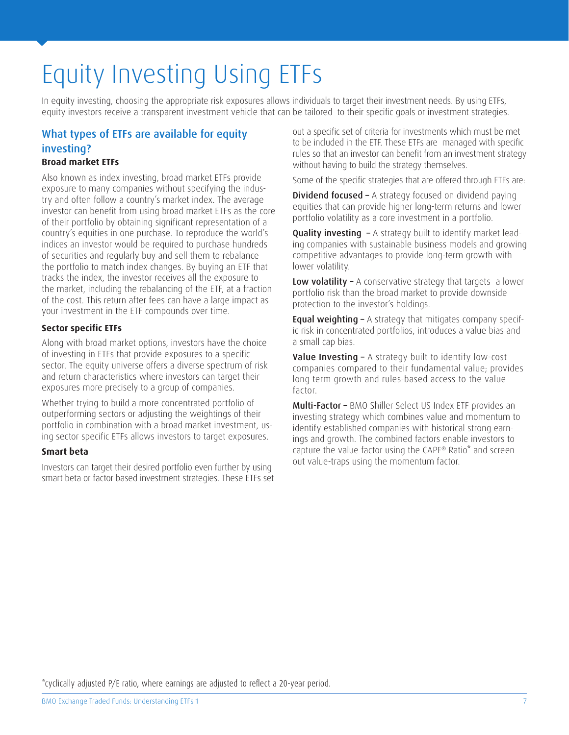# Equity Investing Using ETFs

In equity investing, choosing the appropriate risk exposures allows individuals to target their investment needs. By using ETFs, equity investors receive a transparent investment vehicle that can be tailored to their specific goals or investment strategies.

## What types of ETFs are available for equity investing?

### Broad market ETFs

Also known as index investing, broad market ETFs provide exposure to many companies without specifying the industry and often follow a country's market index. The average investor can benefit from using broad market ETFs as the core of their portfolio by obtaining significant representation of a country's equities in one purchase. To reproduce the world's indices an investor would be required to purchase hundreds of securities and regularly buy and sell them to rebalance the portfolio to match index changes. By buying an ETF that tracks the index, the investor receives all the exposure to the market, including the rebalancing of the ETF, at a fraction of the cost. This return after fees can have a large impact as your investment in the ETF compounds over time.

### Sector specific ETFs

Along with broad market options, investors have the choice of investing in ETFs that provide exposures to a specific sector. The equity universe offers a diverse spectrum of risk and return characteristics where investors can target their exposures more precisely to a group of companies.

Whether trying to build a more concentrated portfolio of outperforming sectors or adjusting the weightings of their portfolio in combination with a broad market investment, using sector specific ETFs allows investors to target exposures.

### Smart beta

Investors can target their desired portfolio even further by using smart beta or factor based investment strategies. These ETFs set out a specific set of criteria for investments which must be met to be included in the ETF. These ETFs are managed with specific rules so that an investor can benefit from an investment strategy without having to build the strategy themselves.

Some of the specific strategies that are offered through ETFs are:

**Dividend focused –** A strategy focused on dividend paying equities that can provide higher long-term returns and lower portfolio volatility as a core investment in a portfolio.

**Quality investing –** A strategy built to identify market leading companies with sustainable business models and growing competitive advantages to provide long-term growth with lower volatility.

**Low volatility –** A conservative strategy that targets a lower portfolio risk than the broad market to provide downside protection to the investor's holdings.

**Equal weighting –** A strategy that mitigates company specific risk in concentrated portfolios, introduces a value bias and a small cap bias.

**Value Investing –** A strategy built to identify low-cost companies compared to their fundamental value; provides long term growth and rules-based access to the value factor.

**Multi-Factor –** BMO Shiller Select US Index ETF provides an investing strategy which combines value and momentum to identify established companies with historical strong earnings and growth. The combined factors enable investors to capture the value factor using the CAPE® Ratio* and screen out value-traps using the momentum factor.

*cyclically adjusted P/E ratio, where earnings are adjusted to reflect a 20-year period.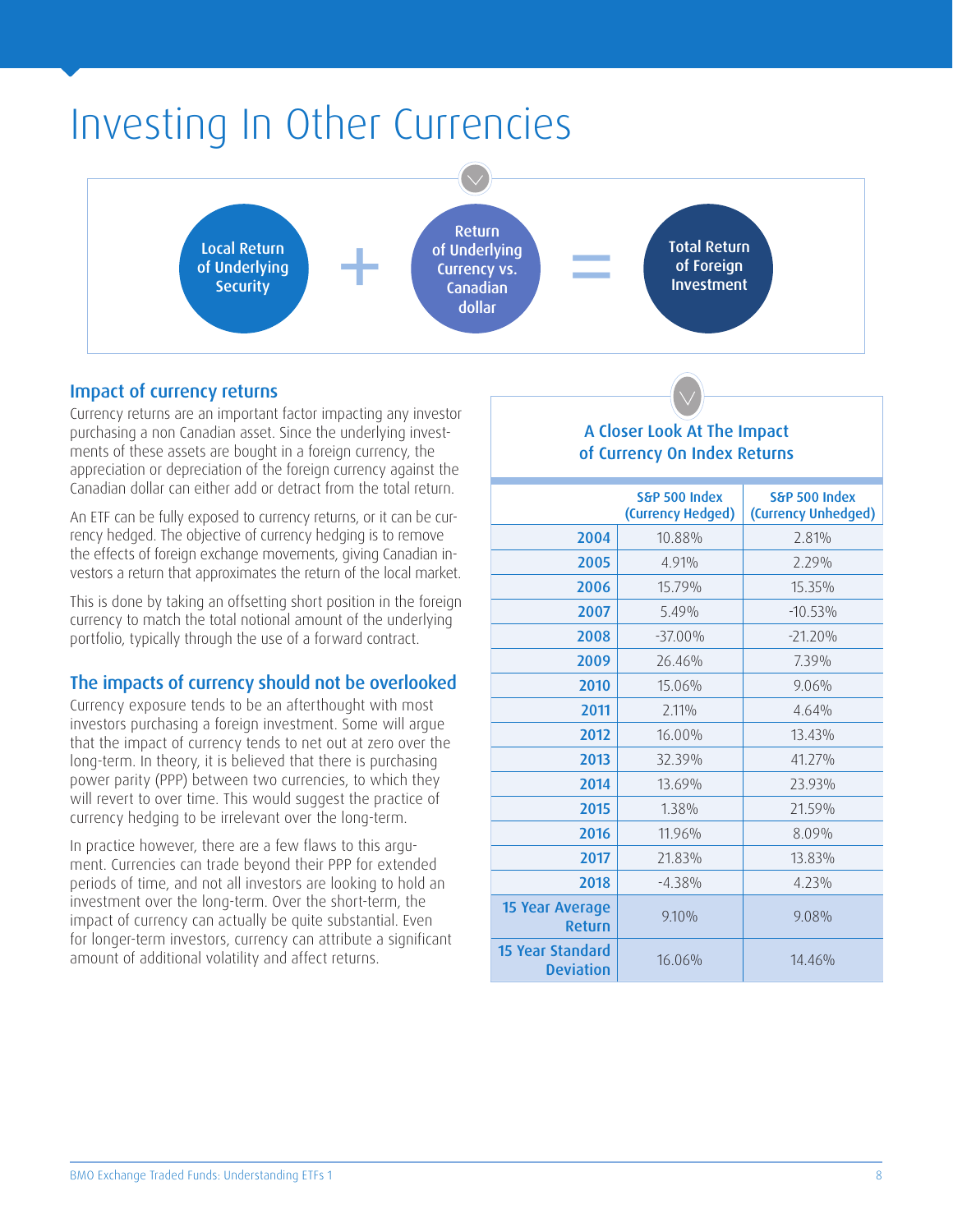# Investing In Other Currencies

Local Return of Underlying Security + Return of Underlying Currency vs. Canadian dollar = Total Return of Foreign Investment

## Impact of currency returns

Currency returns are an important factor impacting any investor purchasing a non Canadian asset. Since the underlying investments of these assets are bought in a foreign currency, the appreciation or depreciation of the foreign currency against the Canadian dollar can either add or detract from the total return.

An ETF can be fully exposed to currency returns, or it can be currency hedged. The objective of currency hedging is to remove the effects of foreign exchange movements, giving Canadian investors a return that approximates the return of the local market.

This is done by taking an offsetting short position in the foreign currency to match the total notional amount of the underlying portfolio, typically through the use of a forward contract.

## The impacts of currency should not be overlooked

Currency exposure tends to be an afterthought with most investors purchasing a foreign investment. Some will argue that the impact of currency tends to net out at zero over the long-term. In theory, it is believed that there is purchasing power parity (PPP) between two currencies, to which they will revert to over time. This would suggest the practice of currency hedging to be irrelevant over the long-term.

In practice however, there are a few flaws to this argument. Currencies can trade beyond their PPP for extended periods of time, and not all investors are looking to hold an investment over the long-term. Over the short-term, the impact of currency can actually be quite substantial. Even for longer-term investors, currency can attribute a significant amount of additional volatility and affect returns.

### A Closer Look At The Impact of Currency On Index Returns

| | S&P 500 Index (Currency Hedged) | S&P 500 Index (Currency Unhedged) |
|---|---|---|
| 2004 | 10.88% | 2.81% |
| 2005 | 4.91% | 2.29% |
| 2006 | 15.79% | 15.35% |
| 2007 | 5.49% | -10.53% |
| 2008 | -37.00% | -21.20% |
| 2009 | 26.46% | 7.39% |
| 2010 | 15.06% | 9.06% |
| 2011 | 2.11% | 4.64% |
| 2012 | 16.00% | 13.43% |
| 2013 | 32.39% | 41.27% |
| 2014 | 13.69% | 23.93% |
| 2015 | 1.38% | 21.59% |
| 2016 | 11.96% | 8.09% |
| 2017 | 21.83% | 13.83% |
| 2018 | -4.38% | 4.23% |
| 15 Year Average Return | 9.10% | 9.08% |
| 15 Year Standard Deviation | 16.06% | 14.46% |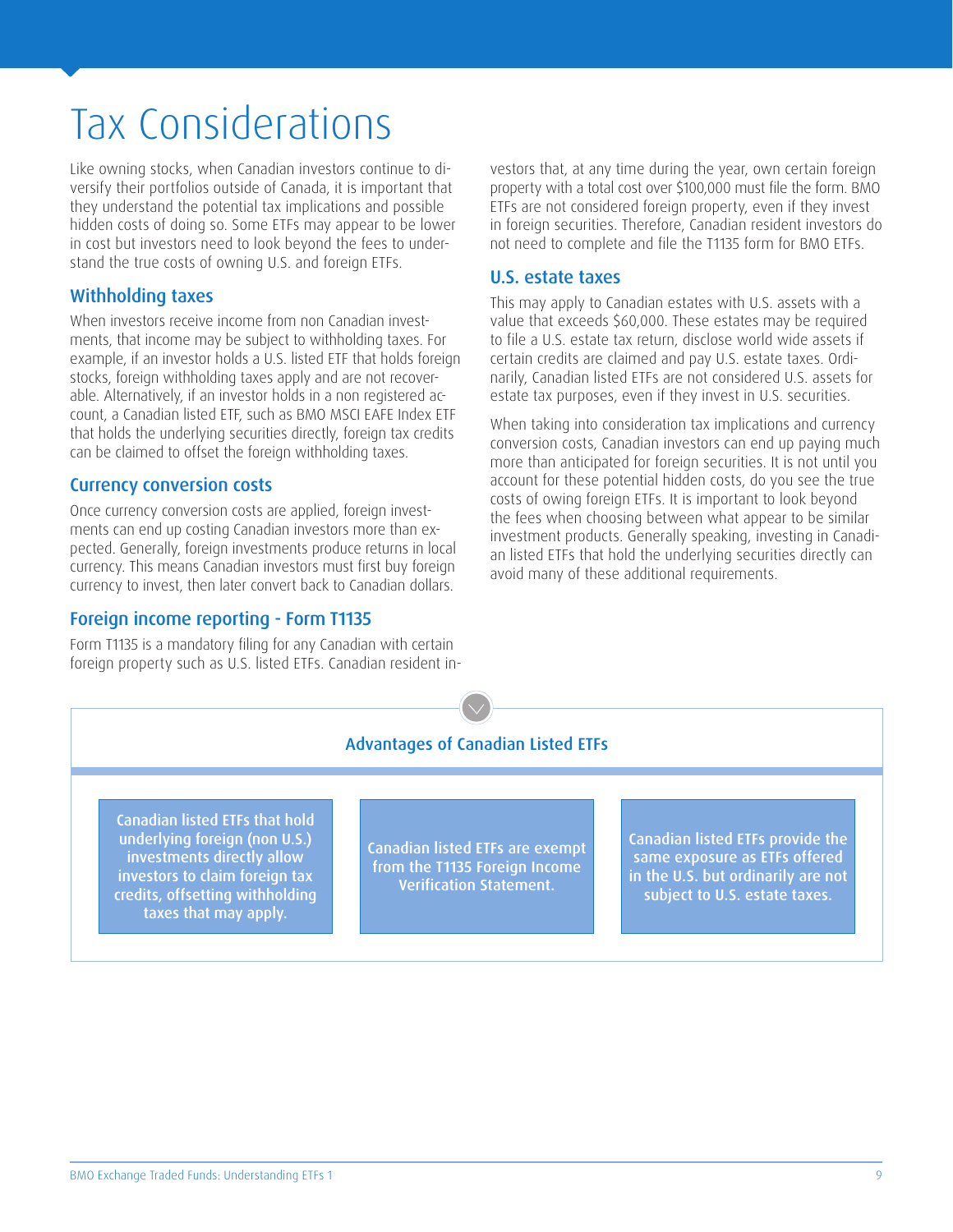# Tax Considerations

Like owning stocks, when Canadian investors continue to diversify their portfolios outside of Canada, it is important that they understand the potential tax implications and possible hidden costs of doing so. Some ETFs may appear to be lower in cost but investors need to look beyond the fees to understand the true costs of owning U.S. and foreign ETFs.

## Withholding taxes

When investors receive income from non Canadian investments, that income may be subject to withholding taxes. For example, if an investor holds a U.S. listed ETF that holds foreign stocks, foreign withholding taxes apply and are not recoverable. Alternatively, if an investor holds in a non registered account, a Canadian listed ETF, such as BMO MSCI EAFE Index ETF that holds the underlying securities directly, foreign tax credits can be claimed to offset the foreign withholding taxes.

## Currency conversion costs

Once currency conversion costs are applied, foreign investments can end up costing Canadian investors more than expected. Generally, foreign investments produce returns in local currency. This means Canadian investors must first buy foreign currency to invest, then later convert back to Canadian dollars.

## Foreign income reporting - Form T1135

Form T1135 is a mandatory filing for any Canadian with certain foreign property such as U.S. listed ETFs. Canadian resident investors that, at any time during the year, own certain foreign property with a total cost over $100,000 must file the form. BMO ETFs are not considered foreign property, even if they invest in foreign securities. Therefore, Canadian resident investors do not need to complete and file the T1135 form for BMO ETFs.

## U.S. estate taxes

This may apply to Canadian estates with U.S. assets with a value that exceeds $60,000. These estates may be required to file a U.S. estate tax return, disclose world wide assets if certain credits are claimed and pay U.S. estate taxes. Ordinarily, Canadian listed ETFs are not considered U.S. assets for estate tax purposes, even if they invest in U.S. securities.

When taking into consideration tax implications and currency conversion costs, Canadian investors can end up paying much more than anticipated for foreign securities. It is not until you account for these potential hidden costs, do you see the true costs of owing foreign ETFs. It is important to look beyond the fees when choosing between what appear to be similar investment products. Generally speaking, investing in Canadian listed ETFs that hold the underlying securities directly can avoid many of these additional requirements.

### Advantages of Canadian Listed ETFs

- Canadian listed ETFs that hold underlying foreign (non U.S.) investments directly allow investors to claim foreign tax credits, offsetting withholding taxes that may apply.
- Canadian listed ETFs are exempt from the T1135 Foreign Income Verification Statement.
- Canadian listed ETFs provide the same exposure as ETFs offered in the U.S. but ordinarily are not subject to U.S. estate taxes.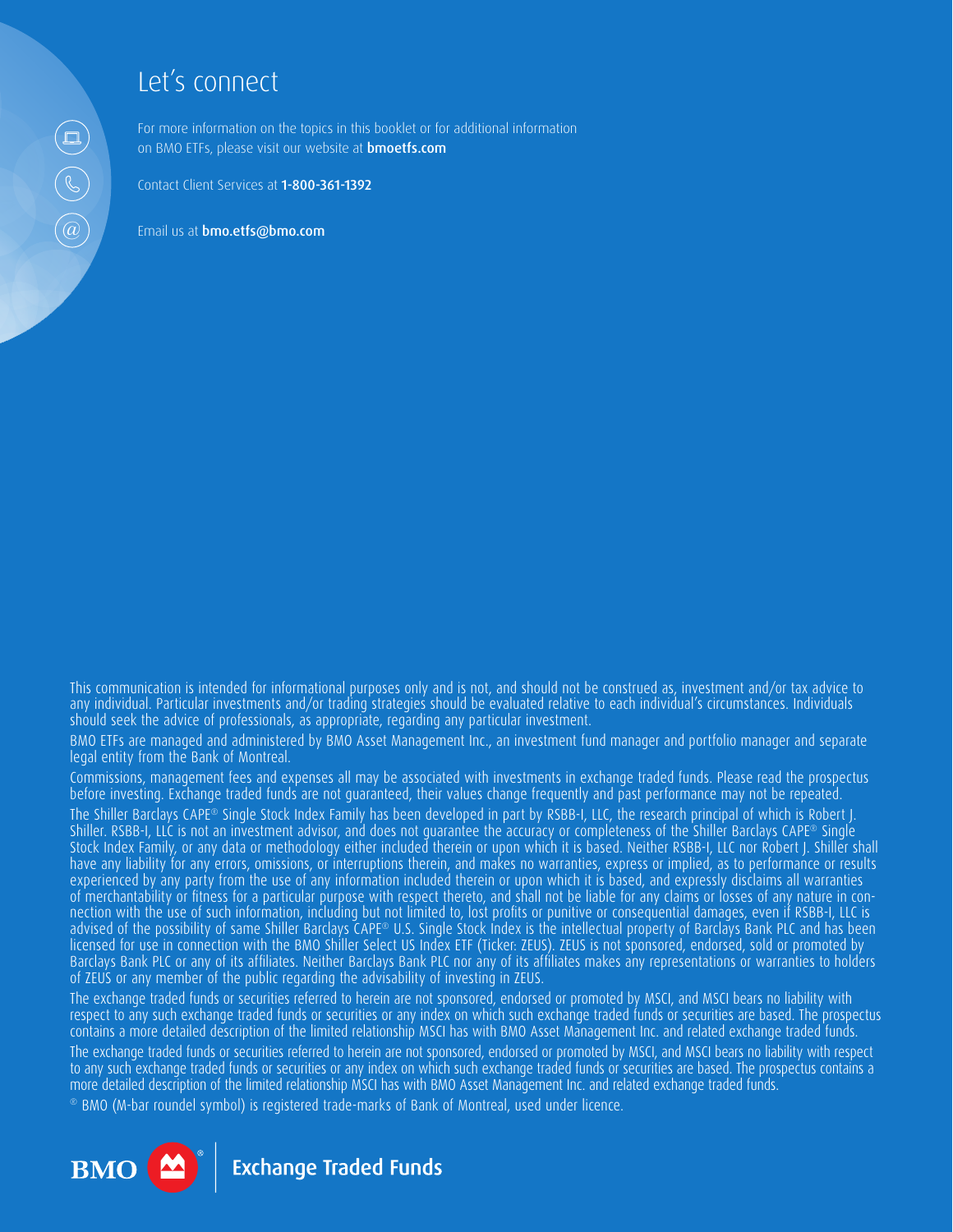# Let's connect

For more information on the topics in this booklet or for additional information on BMO ETFs, please visit our website at **bmoetfs.com**

Contact Client Services at **1-800-361-1392**

Email us at **bmo.etfs@bmo.com**

This communication is intended for informational purposes only and is not, and should not be construed as, investment and/or tax advice to any individual. Particular investments and/or trading strategies should be evaluated relative to each individual's circumstances. Individuals should seek the advice of professionals, as appropriate, regarding any particular investment.

BMO ETFs are managed and administered by BMO Asset Management Inc., an investment fund manager and portfolio manager and separate legal entity from the Bank of Montreal.

Commissions, management fees and expenses all may be associated with investments in exchange traded funds. Please read the prospectus before investing. Exchange traded funds are not guaranteed, their values change frequently and past performance may not be repeated.

The Shiller Barclays CAPE® Single Stock Index Family has been developed in part by RSBB-I, LLC, the research principal of which is Robert J. Shiller. RSBB-I, LLC is not an investment advisor, and does not guarantee the accuracy or completeness of the Shiller Barclays CAPE® Single Stock Index Family, or any data or methodology either included therein or upon which it is based. Neither RSBB-I, LLC nor Robert J. Shiller shall have any liability for any errors, omissions, or interruptions therein, and makes no warranties, express or implied, as to performance or results experienced by any party from the use of any information included therein or upon which it is based, and expressly disclaims all warranties of merchantability or fitness for a particular purpose with respect thereto, and shall not be liable for any claims or losses of any nature in connection with the use of such information, including but not limited to, lost profits or punitive or consequential damages, even if RSBB-I, LLC is advised of the possibility of same Shiller Barclays CAPE® U.S. Single Stock Index is the intellectual property of Barclays Bank PLC and has been licensed for use in connection with the BMO Shiller Select US Index ETF (Ticker: ZEUS). ZEUS is not sponsored, endorsed, sold or promoted by Barclays Bank PLC or any of its affiliates. Neither Barclays Bank PLC nor any of its affiliates makes any representations or warranties to holders of ZEUS or any member of the public regarding the advisability of investing in ZEUS.

The exchange traded funds or securities referred to herein are not sponsored, endorsed or promoted by MSCI, and MSCI bears no liability with respect to any such exchange traded funds or securities or any index on which such exchange traded funds or securities are based. The prospectus contains a more detailed description of the limited relationship MSCI has with BMO Asset Management Inc. and related exchange traded funds.

The exchange traded funds or securities referred to herein are not sponsored, endorsed or promoted by MSCI, and MSCI bears no liability with respect to any such exchange traded funds or securities or any index on which such exchange traded funds or securities are based. The prospectus contains a more detailed description of the limited relationship MSCI has with BMO Asset Management Inc. and related exchange traded funds.

® BMO (M-bar roundel symbol) is registered trade-marks of Bank of Montreal, used under licence.

BMO Exchange Traded Funds